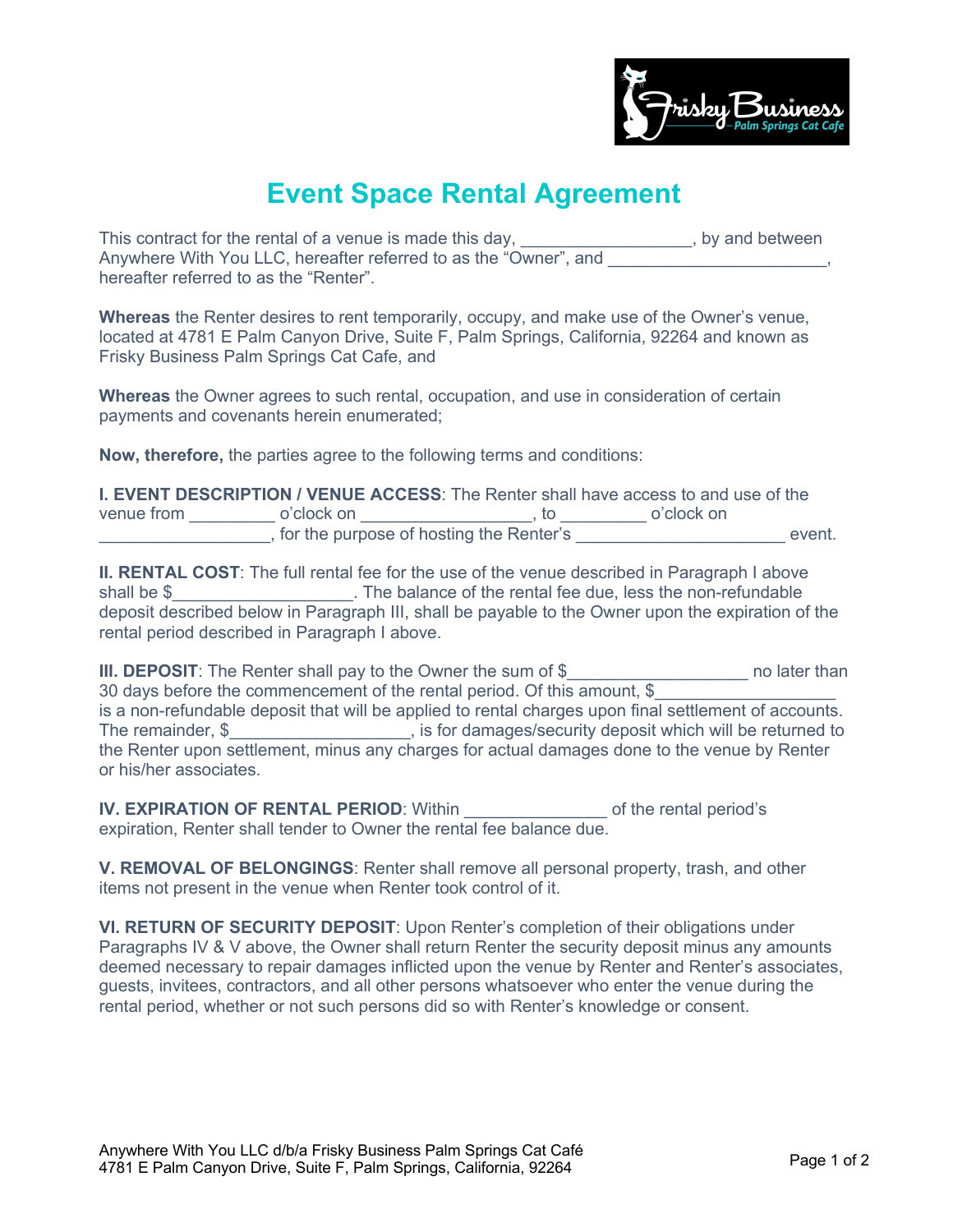# Event Space Rental Agreement

This contract for the rental of a venue is made this day, __________________, by and between Anywhere With You LLC, hereafter referred to as the "Owner", and _______________________, hereafter referred to as the "Renter".

**Whereas** the Renter desires to rent temporarily, occupy, and make use of the Owner's venue, located at 4781 E Palm Canyon Drive, Suite F, Palm Springs, California, 92264 and known as Frisky Business Palm Springs Cat Cafe, and

**Whereas** the Owner agrees to such rental, occupation, and use in consideration of certain payments and covenants herein enumerated;

**Now, therefore,** the parties agree to the following terms and conditions:

**I. EVENT DESCRIPTION / VENUE ACCESS**: The Renter shall have access to and use of the venue from _________ o'clock on __________________, to _________ o'clock on __________________, for the purpose of hosting the Renter's ______________________ event.

**II. RENTAL COST**: The full rental fee for the use of the venue described in Paragraph I above shall be $___________________. The balance of the rental fee due, less the non-refundable deposit described below in Paragraph III, shall be payable to the Owner upon the expiration of the rental period described in Paragraph I above.

**III. DEPOSIT**: The Renter shall pay to the Owner the sum of $___________________ no later than 30 days before the commencement of the rental period. Of this amount, $___________________ is a non-refundable deposit that will be applied to rental charges upon final settlement of accounts. The remainder, $___________________, is for damages/security deposit which will be returned to the Renter upon settlement, minus any charges for actual damages done to the venue by Renter or his/her associates.

**IV. EXPIRATION OF RENTAL PERIOD**: Within _______________ of the rental period's expiration, Renter shall tender to Owner the rental fee balance due.

**V. REMOVAL OF BELONGINGS**: Renter shall remove all personal property, trash, and other items not present in the venue when Renter took control of it.

**VI. RETURN OF SECURITY DEPOSIT**: Upon Renter's completion of their obligations under Paragraphs IV & V above, the Owner shall return Renter the security deposit minus any amounts deemed necessary to repair damages inflicted upon the venue by Renter and Renter's associates, guests, invitees, contractors, and all other persons whatsoever who enter the venue during the rental period, whether or not such persons did so with Renter's knowledge or consent.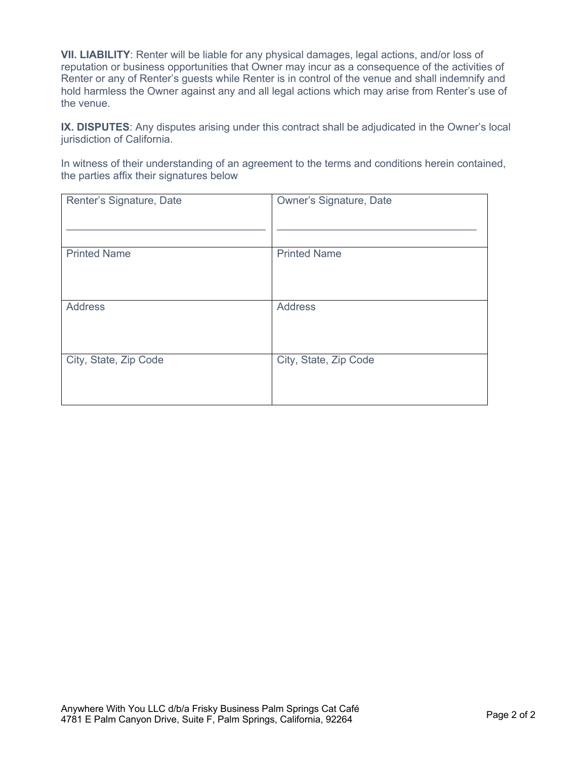**VII. LIABILITY**: Renter will be liable for any physical damages, legal actions, and/or loss of reputation or business opportunities that Owner may incur as a consequence of the activities of Renter or any of Renter's guests while Renter is in control of the venue and shall indemnify and hold harmless the Owner against any and all legal actions which may arise from Renter's use of the venue.

**IX. DISPUTES**: Any disputes arising under this contract shall be adjudicated in the Owner's local jurisdiction of California.

In witness of their understanding of an agreement to the terms and conditions herein contained, the parties affix their signatures below

| | |
|---|---|
| Renter's Signature, Date<br><br>_________________________________ | Owner's Signature, Date<br><br>_________________________________ |
| Printed Name | Printed Name |
| Address | Address |
| City, State, Zip Code | City, State, Zip Code |

Anywhere With You LLC d/b/a Frisky Business Palm Springs Cat Café
4781 E Palm Canyon Drive, Suite F, Palm Springs, California, 92264